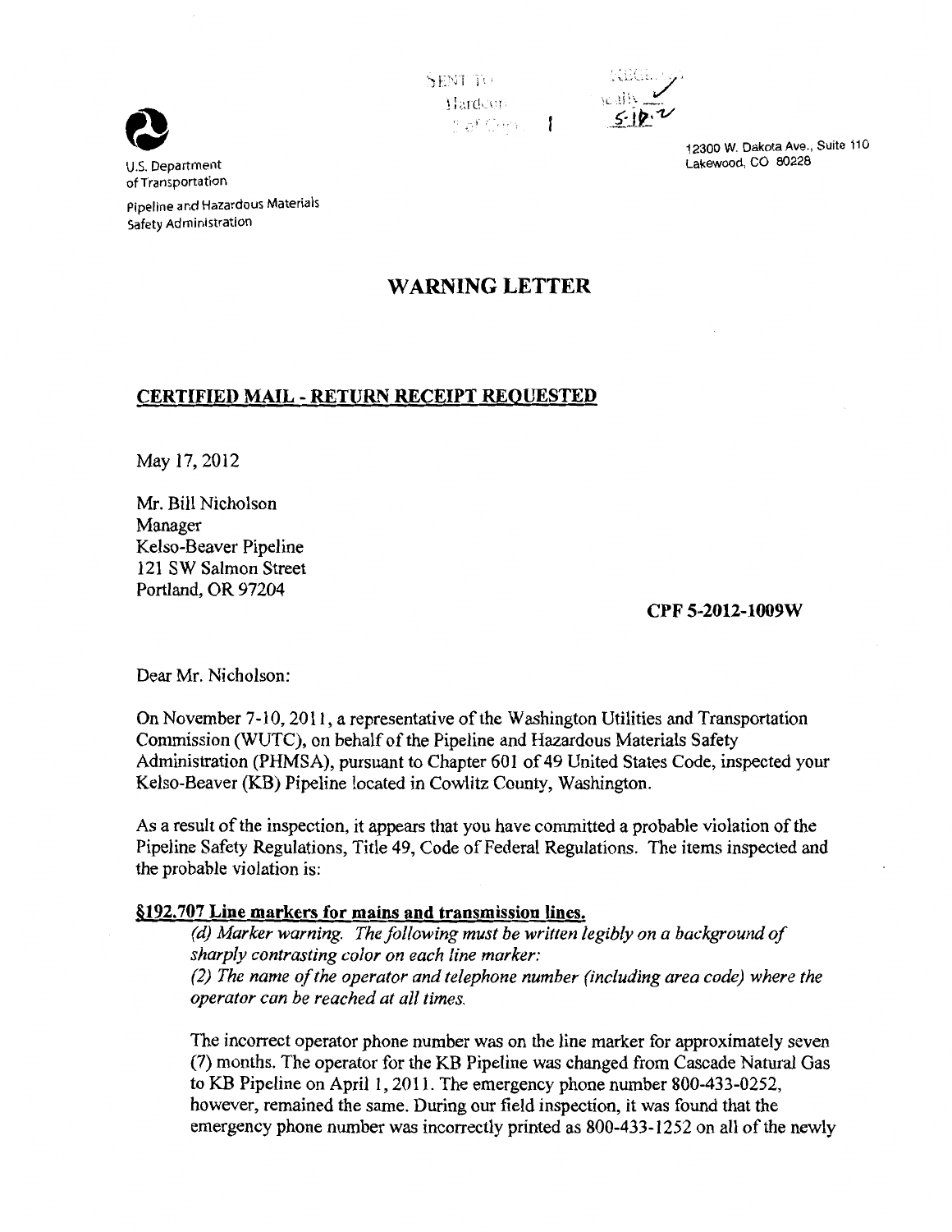U.S. Department of Transportation

Pipeline and Hazardous Materials Safety Administration

12300 W. Dakota Ave., Suite 110
Lakewood, CO 80228

# WARNING LETTER

## CERTIFIED MAIL - RETURN RECEIPT REQUESTED

May 17, 2012

Mr. Bill Nicholson
Manager
Kelso-Beaver Pipeline
121 SW Salmon Street
Portland, OR 97204

**CPF 5-2012-1009W**

Dear Mr. Nicholson:

On November 7-10, 2011, a representative of the Washington Utilities and Transportation Commission (WUTC), on behalf of the Pipeline and Hazardous Materials Safety Administration (PHMSA), pursuant to Chapter 601 of 49 United States Code, inspected your Kelso-Beaver (KB) Pipeline located in Cowlitz County, Washington.

As a result of the inspection, it appears that you have committed a probable violation of the Pipeline Safety Regulations, Title 49, Code of Federal Regulations. The items inspected and the probable violation is:

**§192.707 Line markers for mains and transmission lines.**

> *(d) Marker warning. The following must be written legibly on a background of sharply contrasting color on each line marker:*
> *(2) The name of the operator and telephone number (including area code) where the operator can be reached at all times.*

The incorrect operator phone number was on the line marker for approximately seven (7) months. The operator for the KB Pipeline was changed from Cascade Natural Gas to KB Pipeline on April 1, 2011. The emergency phone number 800-433-0252, however, remained the same. During our field inspection, it was found that the emergency phone number was incorrectly printed as 800-433-1252 on all of the newly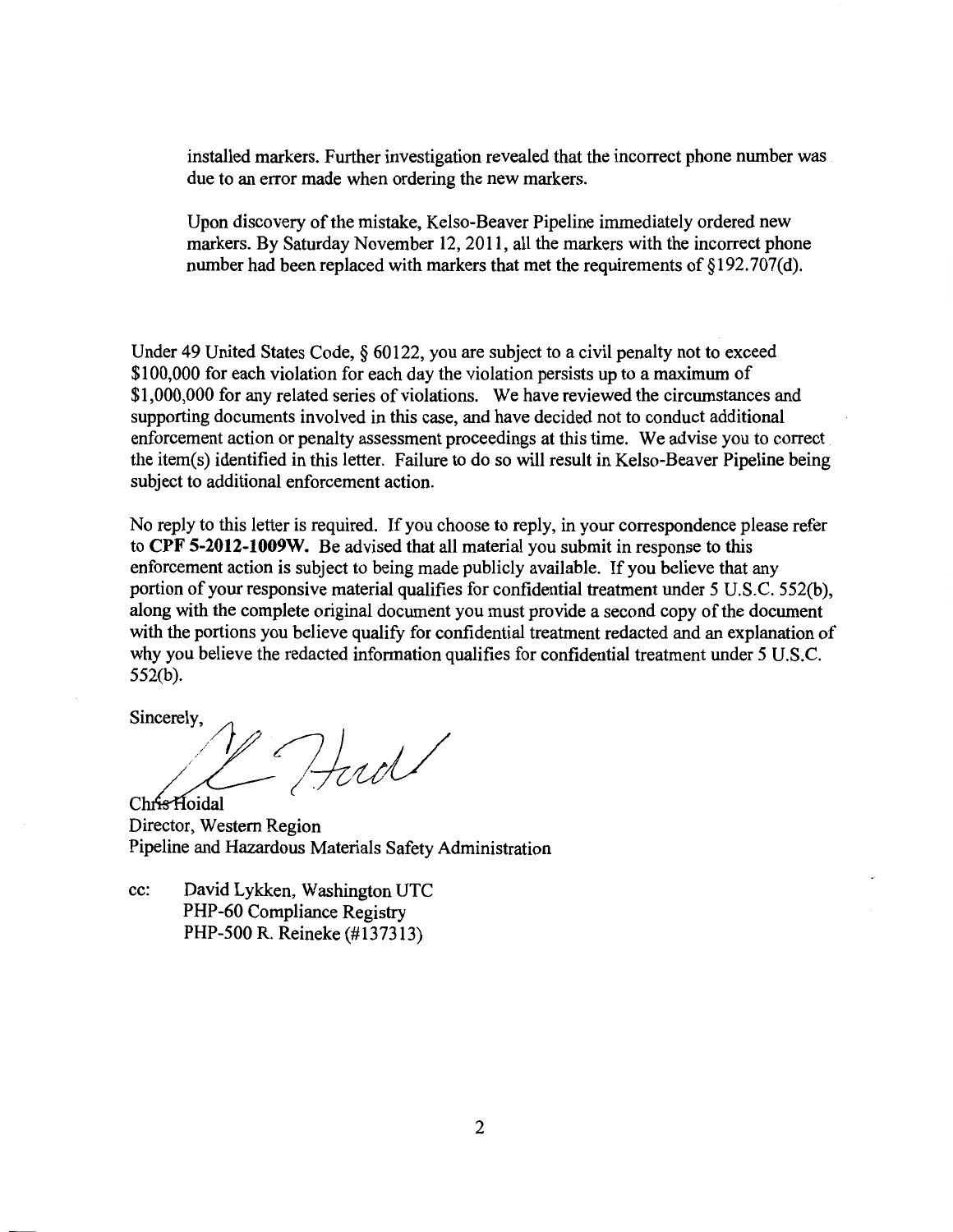installed markers. Further investigation revealed that the incorrect phone number was due to an error made when ordering the new markers.

Upon discovery of the mistake, Kelso-Beaver Pipeline immediately ordered new markers. By Saturday November 12, 2011, all the markers with the incorrect phone number had been replaced with markers that met the requirements of §192.707(d).

Under 49 United States Code, § 60122, you are subject to a civil penalty not to exceed $100,000 for each violation for each day the violation persists up to a maximum of $1,000,000 for any related series of violations. We have reviewed the circumstances and supporting documents involved in this case, and have decided not to conduct additional enforcement action or penalty assessment proceedings at this time. We advise you to correct the item(s) identified in this letter. Failure to do so will result in Kelso-Beaver Pipeline being subject to additional enforcement action.

No reply to this letter is required. If you choose to reply, in your correspondence please refer to **CPF 5-2012-1009W.** Be advised that all material you submit in response to this enforcement action is subject to being made publicly available. If you believe that any portion of your responsive material qualifies for confidential treatment under 5 U.S.C. 552(b), along with the complete original document you must provide a second copy of the document with the portions you believe qualify for confidential treatment redacted and an explanation of why you believe the redacted information qualifies for confidential treatment under 5 U.S.C. 552(b).

Sincerely,

Chris Hoidal
Director, Western Region
Pipeline and Hazardous Materials Safety Administration

cc: David Lykken, Washington UTC
PHP-60 Compliance Registry
PHP-500 R. Reineke (#137313)